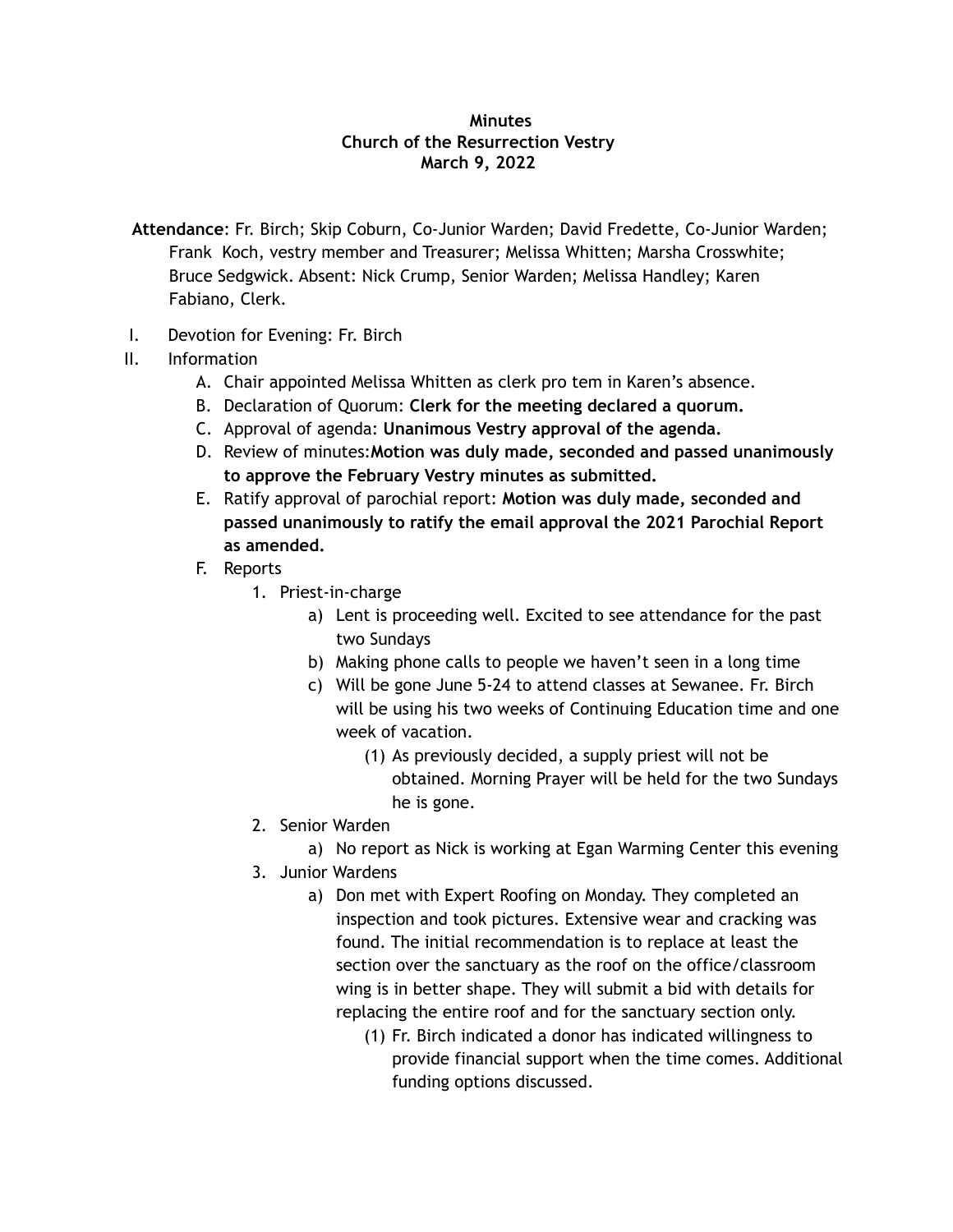**Minutes**
**Church of the Resurrection Vestry**
**March 9, 2022**

**Attendance**: Fr. Birch; Skip Coburn, Co-Junior Warden; David Fredette, Co-Junior Warden; Frank Koch, vestry member and Treasurer; Melissa Whitten; Marsha Crosswhite; Bruce Sedgwick. Absent: Nick Crump, Senior Warden; Melissa Handley; Karen Fabiano, Clerk.

I. Devotion for Evening: Fr. Birch

II. Information

   A. Chair appointed Melissa Whitten as clerk pro tem in Karen's absence.

   B. Declaration of Quorum: **Clerk for the meeting declared a quorum.**

   C. Approval of agenda: **Unanimous Vestry approval of the agenda.**

   D. Review of minutes:**Motion was duly made, seconded and passed unanimously to approve the February Vestry minutes as submitted.**

   E. Ratify approval of parochial report: **Motion was duly made, seconded and passed unanimously to ratify the email approval the 2021 Parochial Report as amended.**

   F. Reports

      1. Priest-in-charge

         a) Lent is proceeding well. Excited to see attendance for the past two Sundays

         b) Making phone calls to people we haven't seen in a long time

         c) Will be gone June 5-24 to attend classes at Sewanee. Fr. Birch will be using his two weeks of Continuing Education time and one week of vacation.

            (1) As previously decided, a supply priest will not be obtained. Morning Prayer will be held for the two Sundays he is gone.

      2. Senior Warden

         a) No report as Nick is working at Egan Warming Center this evening

      3. Junior Wardens

         a) Don met with Expert Roofing on Monday. They completed an inspection and took pictures. Extensive wear and cracking was found. The initial recommendation is to replace at least the section over the sanctuary as the roof on the office/classroom wing is in better shape. They will submit a bid with details for replacing the entire roof and for the sanctuary section only.

            (1) Fr. Birch indicated a donor has indicated willingness to provide financial support when the time comes. Additional funding options discussed.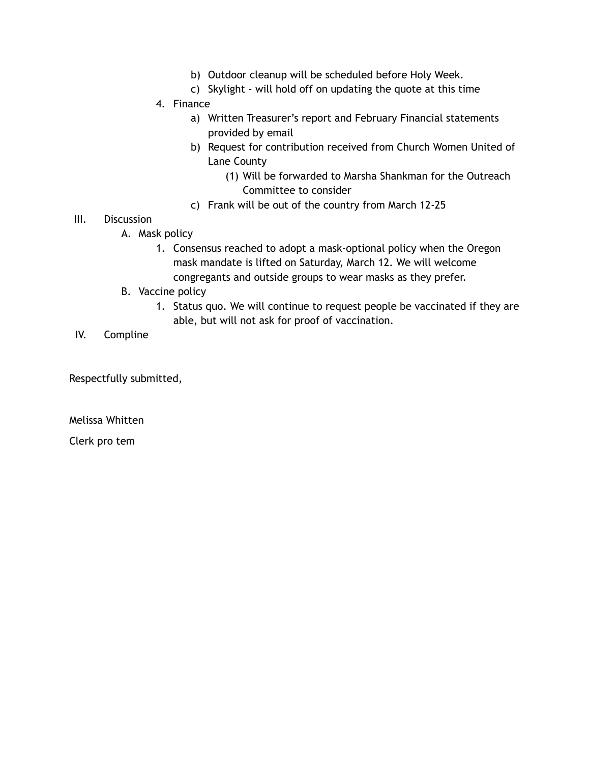b) Outdoor cleanup will be scheduled before Holy Week.
        c) Skylight - will hold off on updating the quote at this time
    4. Finance
        a) Written Treasurer's report and February Financial statements provided by email
        b) Request for contribution received from Church Women United of Lane County
            (1) Will be forwarded to Marsha Shankman for the Outreach Committee to consider
        c) Frank will be out of the country from March 12-25

III. Discussion

- A. Mask policy
    1. Consensus reached to adopt a mask-optional policy when the Oregon mask mandate is lifted on Saturday, March 12. We will welcome congregants and outside groups to wear masks as they prefer.
- B. Vaccine policy
    1. Status quo. We will continue to request people be vaccinated if they are able, but will not ask for proof of vaccination.

IV. Compline

Respectfully submitted,

Melissa Whitten

Clerk pro tem